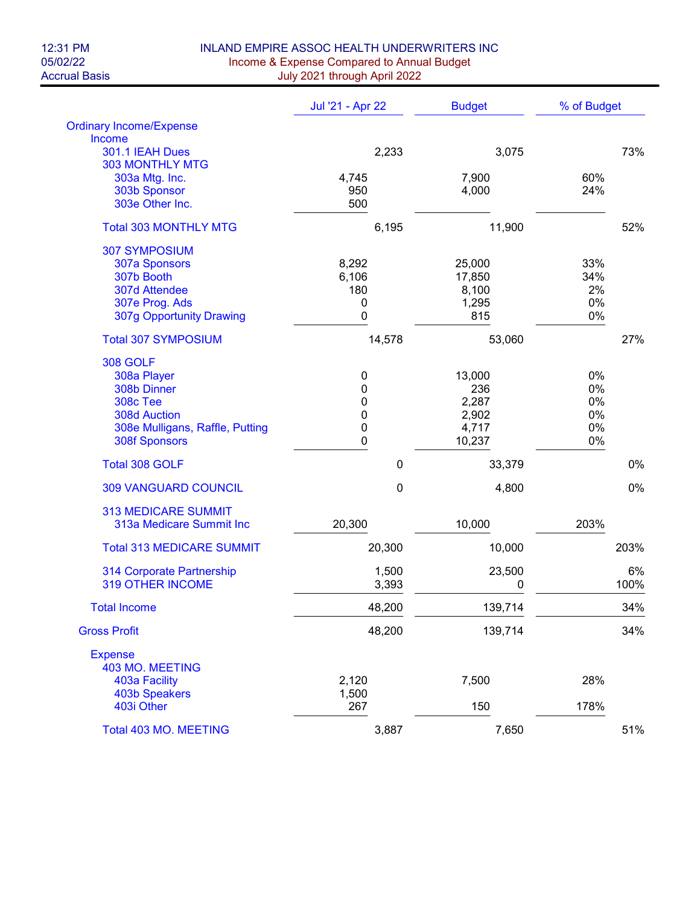# INLAND EMPIRE ASSOC HEALTH UNDERWRITERS INC

## Income & Expense Compared to Annual Budget

### July 2021 through April 2022

12:31 PM
05/02/22
Accrual Basis

| | Jul '21 - Apr 22 | Budget | % of Budget |
|---|---|---|---|
| Ordinary Income/Expense | | | |
| Income | | | |
| 301.1 IEAH Dues | 2,233 | 3,075 | 73% |
| 303 MONTHLY MTG | | | |
| 303a Mtg. Inc. | 4,745 | 7,900 | 60% |
| 303b Sponsor | 950 | 4,000 | 24% |
| 303e Other Inc. | 500 | | |
| Total 303 MONTHLY MTG | 6,195 | 11,900 | 52% |
| 307 SYMPOSIUM | | | |
| 307a Sponsors | 8,292 | 25,000 | 33% |
| 307b Booth | 6,106 | 17,850 | 34% |
| 307d Attendee | 180 | 8,100 | 2% |
| 307e Prog. Ads | 0 | 1,295 | 0% |
| 307g Opportunity Drawing | 0 | 815 | 0% |
| Total 307 SYMPOSIUM | 14,578 | 53,060 | 27% |
| 308 GOLF | | | |
| 308a Player | 0 | 13,000 | 0% |
| 308b Dinner | 0 | 236 | 0% |
| 308c Tee | 0 | 2,287 | 0% |
| 308d Auction | 0 | 2,902 | 0% |
| 308e Mulligans, Raffle, Putting | 0 | 4,717 | 0% |
| 308f Sponsors | 0 | 10,237 | 0% |
| Total 308 GOLF | 0 | 33,379 | 0% |
| 309 VANGUARD COUNCIL | 0 | 4,800 | 0% |
| 313 MEDICARE SUMMIT | | | |
| 313a Medicare Summit Inc | 20,300 | 10,000 | 203% |
| Total 313 MEDICARE SUMMIT | 20,300 | 10,000 | 203% |
| 314 Corporate Partnership | 1,500 | 23,500 | 6% |
| 319 OTHER INCOME | 3,393 | 0 | 100% |
| Total Income | 48,200 | 139,714 | 34% |
| Gross Profit | 48,200 | 139,714 | 34% |
| Expense | | | |
| 403 MO. MEETING | | | |
| 403a Facility | 2,120 | 7,500 | 28% |
| 403b Speakers | 1,500 | | |
| 403i Other | 267 | 150 | 178% |
| Total 403 MO. MEETING | 3,887 | 7,650 | 51% |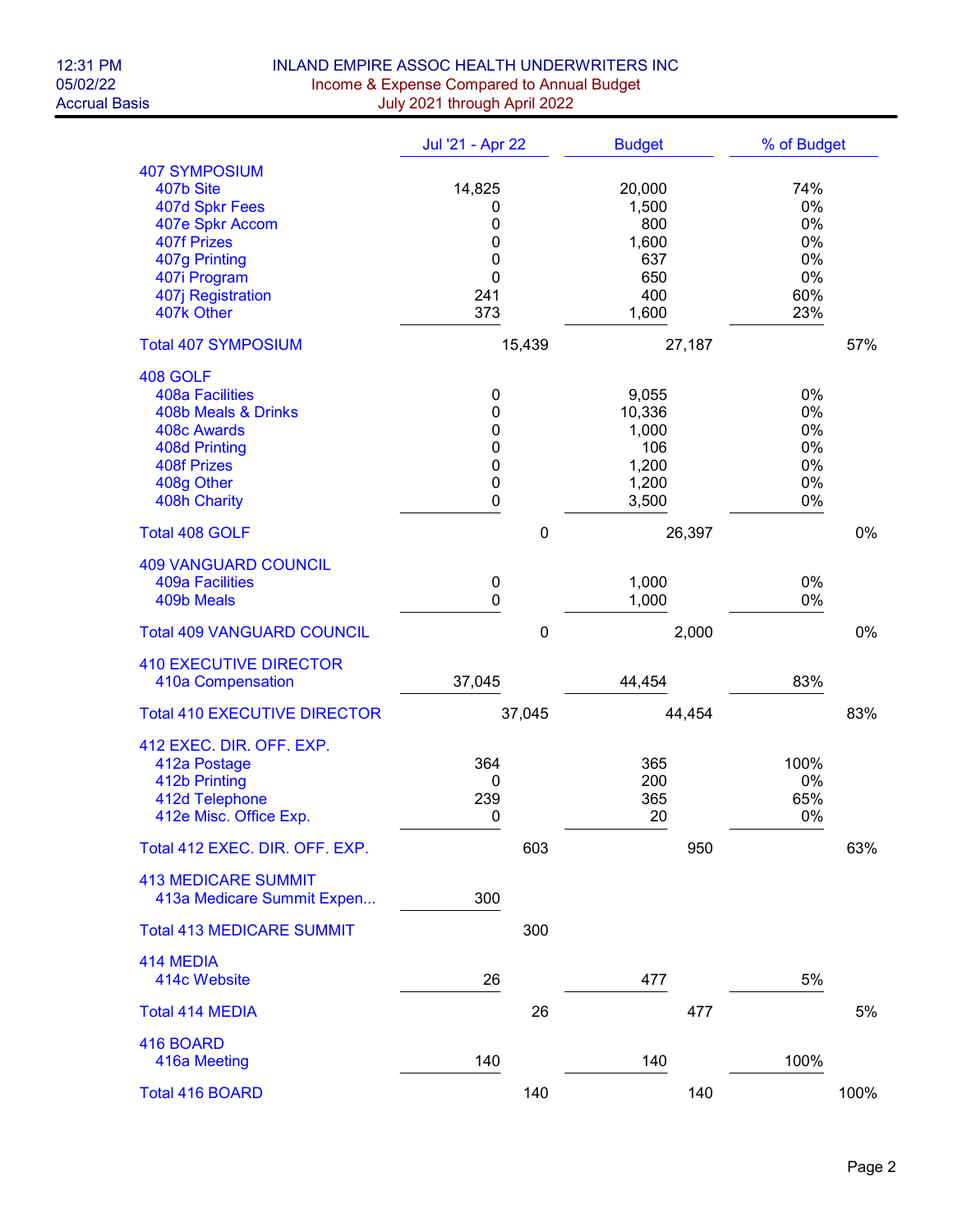# INLAND EMPIRE ASSOC HEALTH UNDERWRITERS INC

## Income & Expense Compared to Annual Budget

### July 2021 through April 2022

| | Jul '21 - Apr 22 | Budget | % of Budget |
|---|---|---|---|
| **407 SYMPOSIUM** | | | |
| 407b Site | 14,825 | 20,000 | 74% |
| 407d Spkr Fees | 0 | 1,500 | 0% |
| 407e Spkr Accom | 0 | 800 | 0% |
| 407f Prizes | 0 | 1,600 | 0% |
| 407g Printing | 0 | 637 | 0% |
| 407i Program | 0 | 650 | 0% |
| 407j Registration | 241 | 400 | 60% |
| 407k Other | 373 | 1,600 | 23% |
| **Total 407 SYMPOSIUM** | 15,439 | 27,187 | 57% |
| **408 GOLF** | | | |
| 408a Facilities | 0 | 9,055 | 0% |
| 408b Meals & Drinks | 0 | 10,336 | 0% |
| 408c Awards | 0 | 1,000 | 0% |
| 408d Printing | 0 | 106 | 0% |
| 408f Prizes | 0 | 1,200 | 0% |
| 408g Other | 0 | 1,200 | 0% |
| 408h Charity | 0 | 3,500 | 0% |
| **Total 408 GOLF** | 0 | 26,397 | 0% |
| **409 VANGUARD COUNCIL** | | | |
| 409a Facilities | 0 | 1,000 | 0% |
| 409b Meals | 0 | 1,000 | 0% |
| **Total 409 VANGUARD COUNCIL** | 0 | 2,000 | 0% |
| **410 EXECUTIVE DIRECTOR** | | | |
| 410a Compensation | 37,045 | 44,454 | 83% |
| **Total 410 EXECUTIVE DIRECTOR** | 37,045 | 44,454 | 83% |
| **412 EXEC. DIR. OFF. EXP.** | | | |
| 412a Postage | 364 | 365 | 100% |
| 412b Printing | 0 | 200 | 0% |
| 412d Telephone | 239 | 365 | 65% |
| 412e Misc. Office Exp. | 0 | 20 | 0% |
| **Total 412 EXEC. DIR. OFF. EXP.** | 603 | 950 | 63% |
| **413 MEDICARE SUMMIT** | | | |
| 413a Medicare Summit Expen... | 300 | | |
| **Total 413 MEDICARE SUMMIT** | 300 | | |
| **414 MEDIA** | | | |
| 414c Website | 26 | 477 | 5% |
| **Total 414 MEDIA** | 26 | 477 | 5% |
| **416 BOARD** | | | |
| 416a Meeting | 140 | 140 | 100% |
| **Total 416 BOARD** | 140 | 140 | 100% |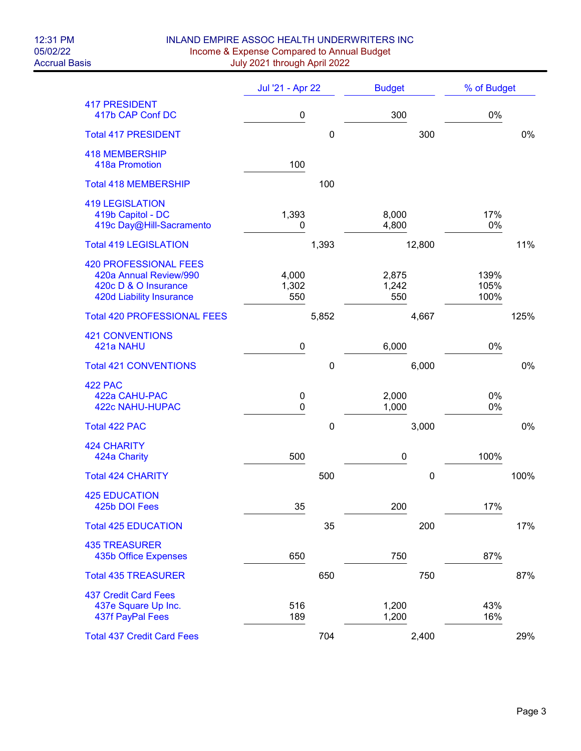INLAND EMPIRE ASSOC HEALTH UNDERWRITERS INC

Income & Expense Compared to Annual Budget

July 2021 through April 2022

12:31 PM
05/02/22
Accrual Basis

| | Jul '21 - Apr 22 | Budget | % of Budget |
|---|---|---|---|
| 417 PRESIDENT | | | |
| 417b CAP Conf DC | 0 | 300 | 0% |
| Total 417 PRESIDENT | 0 | 300 | 0% |
| 418 MEMBERSHIP | | | |
| 418a Promotion | 100 | | |
| Total 418 MEMBERSHIP | 100 | | |
| 419 LEGISLATION | | | |
| 419b Capitol - DC | 1,393 | 8,000 | 17% |
| 419c Day@Hill-Sacramento | 0 | 4,800 | 0% |
| Total 419 LEGISLATION | 1,393 | 12,800 | 11% |
| 420 PROFESSIONAL FEES | | | |
| 420a Annual Review/990 | 4,000 | 2,875 | 139% |
| 420c D & O Insurance | 1,302 | 1,242 | 105% |
| 420d Liability Insurance | 550 | 550 | 100% |
| Total 420 PROFESSIONAL FEES | 5,852 | 4,667 | 125% |
| 421 CONVENTIONS | | | |
| 421a NAHU | 0 | 6,000 | 0% |
| Total 421 CONVENTIONS | 0 | 6,000 | 0% |
| 422 PAC | | | |
| 422a CAHU-PAC | 0 | 2,000 | 0% |
| 422c NAHU-HUPAC | 0 | 1,000 | 0% |
| Total 422 PAC | 0 | 3,000 | 0% |
| 424 CHARITY | | | |
| 424a Charity | 500 | 0 | 100% |
| Total 424 CHARITY | 500 | 0 | 100% |
| 425 EDUCATION | | | |
| 425b DOI Fees | 35 | 200 | 17% |
| Total 425 EDUCATION | 35 | 200 | 17% |
| 435 TREASURER | | | |
| 435b Office Expenses | 650 | 750 | 87% |
| Total 435 TREASURER | 650 | 750 | 87% |
| 437 Credit Card Fees | | | |
| 437e Square Up Inc. | 516 | 1,200 | 43% |
| 437f PayPal Fees | 189 | 1,200 | 16% |
| Total 437 Credit Card Fees | 704 | 2,400 | 29% |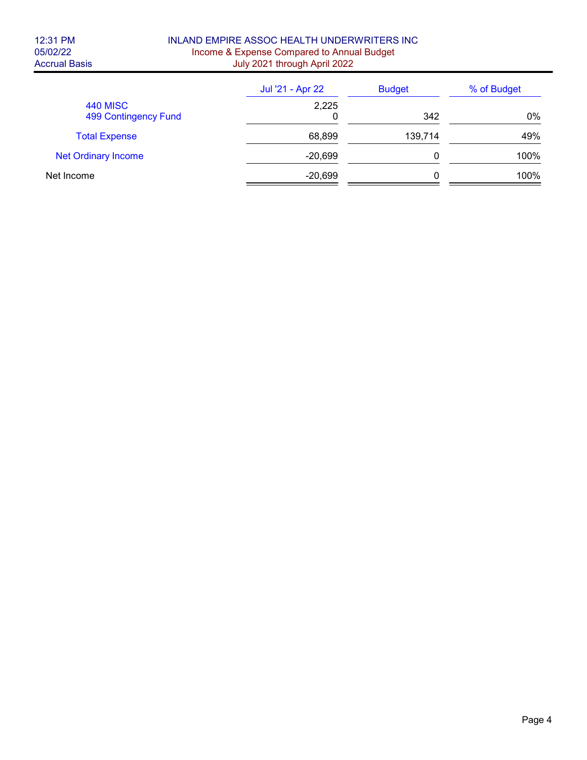INLAND EMPIRE ASSOC HEALTH UNDERWRITERS INC

Income & Expense Compared to Annual Budget

July 2021 through April 2022

12:31 PM
05/02/22
Accrual Basis

| | Jul '21 - Apr 22 | Budget | % of Budget |
|---|---|---|---|
| 440 MISC | 2,225 | | |
| 499 Contingency Fund | 0 | 342 | 0% |
| Total Expense | 68,899 | 139,714 | 49% |
| Net Ordinary Income | -20,699 | 0 | 100% |
| Net Income | -20,699 | 0 | 100% |